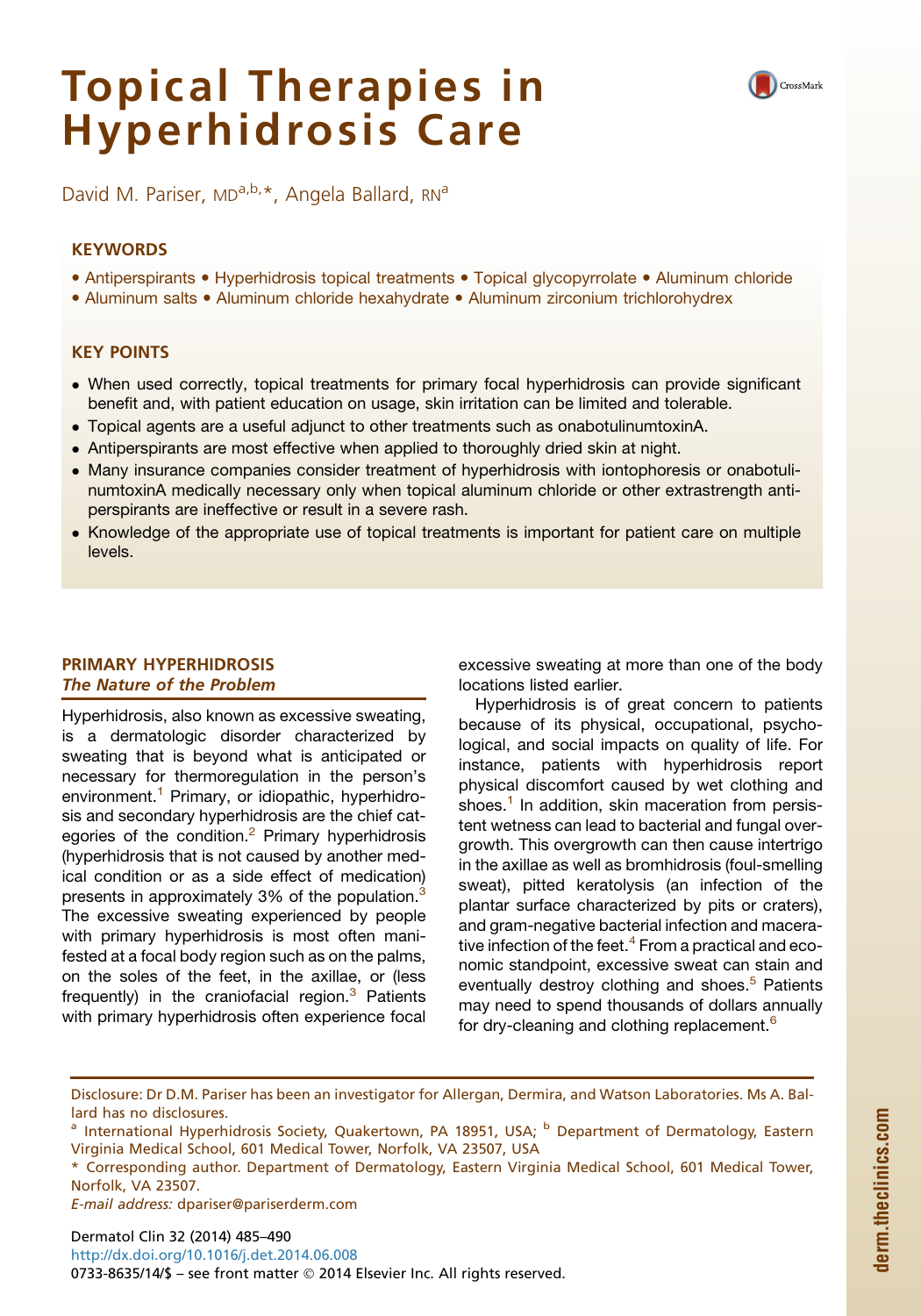# Topical Therapies in Hyperhidrosis Care

David M. Pariser, MD[a,b,*], Angela Ballard, RN[a]

## KEYWORDS

- Antiperspirants • Hyperhidrosis topical treatments • Topical glycopyrrolate • Aluminum chloride
- Aluminum salts • Aluminum chloride hexahydrate • Aluminum zirconium trichlorohydrex

## KEY POINTS

- When used correctly, topical treatments for primary focal hyperhidrosis can provide significant benefit and, with patient education on usage, skin irritation can be limited and tolerable.
- Topical agents are a useful adjunct to other treatments such as onabotulinumtoxinA.
- Antiperspirants are most effective when applied to thoroughly dried skin at night.
- Many insurance companies consider treatment of hyperhidrosis with iontophoresis or onabotulinumtoxinA medically necessary only when topical aluminum chloride or other extrastrength antiperspirants are ineffective or result in a severe rash.
- Knowledge of the appropriate use of topical treatments is important for patient care on multiple levels.

## PRIMARY HYPERHIDROSIS

### *The Nature of the Problem*

Hyperhidrosis, also known as excessive sweating, is a dermatologic disorder characterized by sweating that is beyond what is anticipated or necessary for thermoregulation in the person's environment.[1] Primary, or idiopathic, hyperhidrosis and secondary hyperhidrosis are the chief categories of the condition.[2] Primary hyperhidrosis (hyperhidrosis that is not caused by another medical condition or as a side effect of medication) presents in approximately 3% of the population.[3] The excessive sweating experienced by people with primary hyperhidrosis is most often manifested at a focal body region such as on the palms, on the soles of the feet, in the axillae, or (less frequently) in the craniofacial region.[3] Patients with primary hyperhidrosis often experience focal excessive sweating at more than one of the body locations listed earlier.

Hyperhidrosis is of great concern to patients because of its physical, occupational, psychological, and social impacts on quality of life. For instance, patients with hyperhidrosis report physical discomfort caused by wet clothing and shoes.[1] In addition, skin maceration from persistent wetness can lead to bacterial and fungal overgrowth. This overgrowth can then cause intertrigo in the axillae as well as bromhidrosis (foul-smelling sweat), pitted keratolysis (an infection of the plantar surface characterized by pits or craters), and gram-negative bacterial infection and macerative infection of the feet.[4] From a practical and economic standpoint, excessive sweat can stain and eventually destroy clothing and shoes.[5] Patients may need to spend thousands of dollars annually for dry-cleaning and clothing replacement.[6]

---

Disclosure: Dr D.M. Pariser has been an investigator for Allergan, Dermira, and Watson Laboratories. Ms A. Ballard has no disclosures.

[a] International Hyperhidrosis Society, Quakertown, PA 18951, USA; [b] Department of Dermatology, Eastern Virginia Medical School, 601 Medical Tower, Norfolk, VA 23507, USA

* Corresponding author. Department of Dermatology, Eastern Virginia Medical School, 601 Medical Tower, Norfolk, VA 23507.

*E-mail address:* dpariser@pariserderm.com

Dermatol Clin 32 (2014) 485–490
http://dx.doi.org/10.1016/j.det.2014.06.008
0733-8635/14/$ – see front matter © 2014 Elsevier Inc. All rights reserved.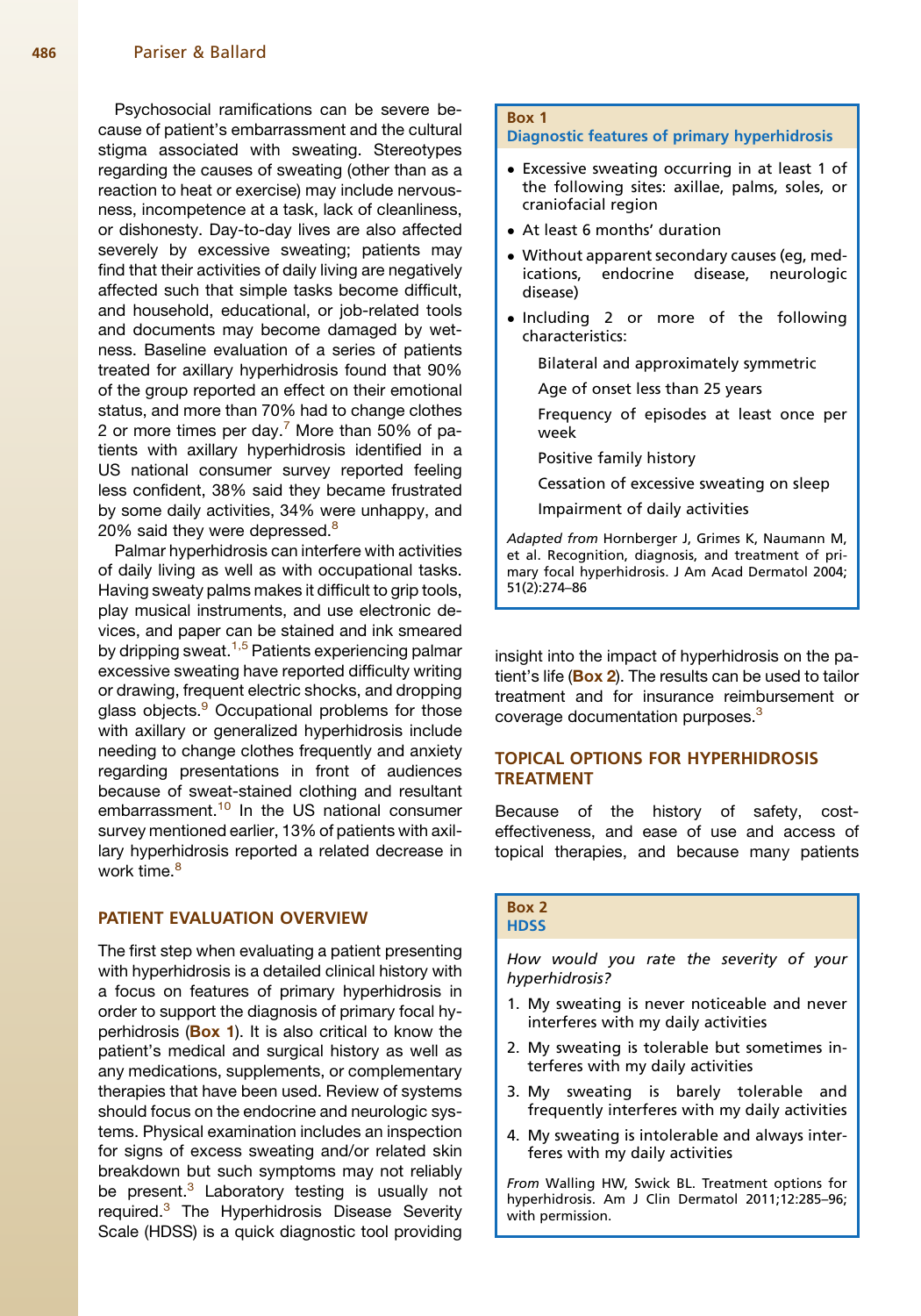Psychosocial ramifications can be severe because of patient's embarrassment and the cultural stigma associated with sweating. Stereotypes regarding the causes of sweating (other than as a reaction to heat or exercise) may include nervousness, incompetence at a task, lack of cleanliness, or dishonesty. Day-to-day lives are also affected severely by excessive sweating; patients may find that their activities of daily living are negatively affected such that simple tasks become difficult, and household, educational, or job-related tools and documents may become damaged by wetness. Baseline evaluation of a series of patients treated for axillary hyperhidrosis found that 90% of the group reported an effect on their emotional status, and more than 70% had to change clothes 2 or more times per day.[7] More than 50% of patients with axillary hyperhidrosis identified in a US national consumer survey reported feeling less confident, 38% said they became frustrated by some daily activities, 34% were unhappy, and 20% said they were depressed.[8]

Palmar hyperhidrosis can interfere with activities of daily living as well as with occupational tasks. Having sweaty palms makes it difficult to grip tools, play musical instruments, and use electronic devices, and paper can be stained and ink smeared by dripping sweat.[1,5] Patients experiencing palmar excessive sweating have reported difficulty writing or drawing, frequent electric shocks, and dropping glass objects.[9] Occupational problems for those with axillary or generalized hyperhidrosis include needing to change clothes frequently and anxiety regarding presentations in front of audiences because of sweat-stained clothing and resultant embarrassment.[10] In the US national consumer survey mentioned earlier, 13% of patients with axillary hyperhidrosis reported a related decrease in work time.[8]

## PATIENT EVALUATION OVERVIEW

The first step when evaluating a patient presenting with hyperhidrosis is a detailed clinical history with a focus on features of primary hyperhidrosis in order to support the diagnosis of primary focal hyperhidrosis (**Box 1**). It is also critical to know the patient's medical and surgical history as well as any medications, supplements, or complementary therapies that have been used. Review of systems should focus on the endocrine and neurologic systems. Physical examination includes an inspection for signs of excess sweating and/or related skin breakdown but such symptoms may not reliably be present.[3] Laboratory testing is usually not required.[3] The Hyperhidrosis Disease Severity Scale (HDSS) is a quick diagnostic tool providing insight into the impact of hyperhidrosis on the patient's life (**Box 2**). The results can be used to tailor treatment and for insurance reimbursement or coverage documentation purposes.[3]

**Box 1**
**Diagnostic features of primary hyperhidrosis**

- Excessive sweating occurring in at least 1 of the following sites: axillae, palms, soles, or craniofacial region
- At least 6 months' duration
- Without apparent secondary causes (eg, medications, endocrine disease, neurologic disease)
- Including 2 or more of the following characteristics:
  - Bilateral and approximately symmetric
  - Age of onset less than 25 years
  - Frequency of episodes at least once per week
  - Positive family history
  - Cessation of excessive sweating on sleep
  - Impairment of daily activities

*Adapted from* Hornberger J, Grimes K, Naumann M, et al. Recognition, diagnosis, and treatment of primary focal hyperhidrosis. J Am Acad Dermatol 2004; 51(2):274–86

**Box 2**
**HDSS**

*How would you rate the severity of your hyperhidrosis?*

1. My sweating is never noticeable and never interferes with my daily activities
2. My sweating is tolerable but sometimes interferes with my daily activities
3. My sweating is barely tolerable and frequently interferes with my daily activities
4. My sweating is intolerable and always interferes with my daily activities

*From* Walling HW, Swick BL. Treatment options for hyperhidrosis. Am J Clin Dermatol 2011;12:285–96; with permission.

## TOPICAL OPTIONS FOR HYPERHIDROSIS TREATMENT

Because of the history of safety, cost-effectiveness, and ease of use and access of topical therapies, and because many patients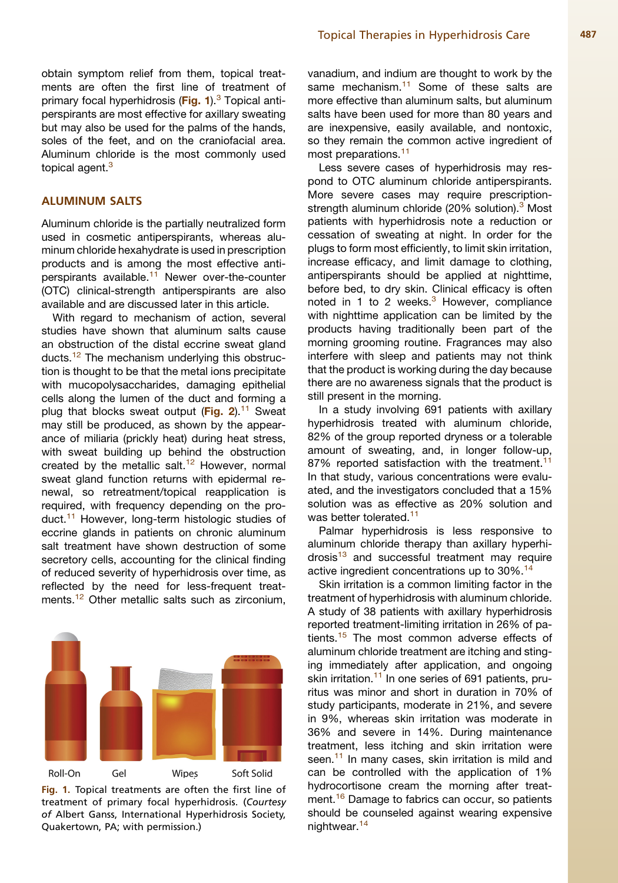obtain symptom relief from them, topical treatments are often the first line of treatment of primary focal hyperhidrosis (**Fig. 1**).[3] Topical antiperspirants are most effective for axillary sweating but may also be used for the palms of the hands, soles of the feet, and on the craniofacial area. Aluminum chloride is the most commonly used topical agent.[3]

## ALUMINUM SALTS

Aluminum chloride is the partially neutralized form used in cosmetic antiperspirants, whereas aluminum chloride hexahydrate is used in prescription products and is among the most effective antiperspirants available.[11] Newer over-the-counter (OTC) clinical-strength antiperspirants are also available and are discussed later in this article.

With regard to mechanism of action, several studies have shown that aluminum salts cause an obstruction of the distal eccrine sweat gland ducts.[12] The mechanism underlying this obstruction is thought to be that the metal ions precipitate with mucopolysaccharides, damaging epithelial cells along the lumen of the duct and forming a plug that blocks sweat output (**Fig. 2**).[11] Sweat may still be produced, as shown by the appearance of miliaria (prickly heat) during heat stress, with sweat building up behind the obstruction created by the metallic salt.[12] However, normal sweat gland function returns with epidermal renewal, so retreatment/topical reapplication is required, with frequency depending on the product.[11] However, long-term histologic studies of eccrine glands in patients on chronic aluminum salt treatment have shown destruction of some secretory cells, accounting for the clinical finding of reduced severity of hyperhidrosis over time, as reflected by the need for less-frequent treatments.[12] Other metallic salts such as zirconium, vanadium, and indium are thought to work by the same mechanism.[11] Some of these salts are more effective than aluminum salts, but aluminum salts have been used for more than 80 years and are inexpensive, easily available, and nontoxic, so they remain the common active ingredient of most preparations.[11]

Roll-On Gel Wipes Soft Solid

**Fig. 1.** Topical treatments are often the first line of treatment of primary focal hyperhidrosis. (*Courtesy of* Albert Ganss, International Hyperhidrosis Society, Quakertown, PA; with permission.)

Less severe cases of hyperhidrosis may respond to OTC aluminum chloride antiperspirants. More severe cases may require prescription-strength aluminum chloride (20% solution).[3] Most patients with hyperhidrosis note a reduction or cessation of sweating at night. In order for the plugs to form most efficiently, to limit skin irritation, increase efficacy, and limit damage to clothing, antiperspirants should be applied at nighttime, before bed, to dry skin. Clinical efficacy is often noted in 1 to 2 weeks.[3] However, compliance with nighttime application can be limited by the products having traditionally been part of the morning grooming routine. Fragrances may also interfere with sleep and patients may not think that the product is working during the day because there are no awareness signals that the product is still present in the morning.

In a study involving 691 patients with axillary hyperhidrosis treated with aluminum chloride, 82% of the group reported dryness or a tolerable amount of sweating, and, in longer follow-up, 87% reported satisfaction with the treatment.[11] In that study, various concentrations were evaluated, and the investigators concluded that a 15% solution was as effective as 20% solution and was better tolerated.[11]

Palmar hyperhidrosis is less responsive to aluminum chloride therapy than axillary hyperhidrosis[13] and successful treatment may require active ingredient concentrations up to 30%.[14]

Skin irritation is a common limiting factor in the treatment of hyperhidrosis with aluminum chloride. A study of 38 patients with axillary hyperhidrosis reported treatment-limiting irritation in 26% of patients.[15] The most common adverse effects of aluminum chloride treatment are itching and stinging immediately after application, and ongoing skin irritation.[11] In one series of 691 patients, pruritus was minor and short in duration in 70% of study participants, moderate in 21%, and severe in 9%, whereas skin irritation was moderate in 36% and severe in 14%. During maintenance treatment, less itching and skin irritation were seen.[11] In many cases, skin irritation is mild and can be controlled with the application of 1% hydrocortisone cream the morning after treatment.[16] Damage to fabrics can occur, so patients should be counseled against wearing expensive nightwear.[14]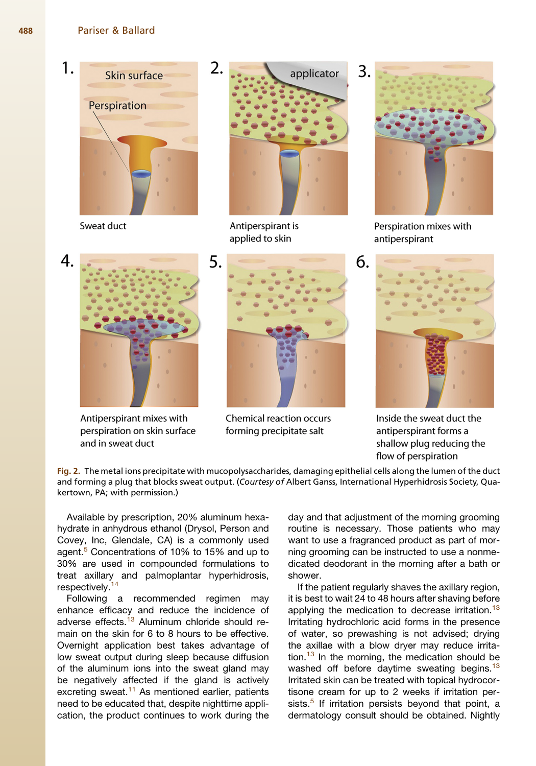1. Skin surface

Perspiration

Sweat duct

2. applicator

Antiperspirant is applied to skin

3. Perspiration mixes with antiperspirant

4. Antiperspirant mixes with perspiration on skin surface and in sweat duct

5. Chemical reaction occurs forming precipitate salt

6. Inside the sweat duct the antiperspirant forms a shallow plug reducing the flow of perspiration

**Fig. 2.** The metal ions precipitate with mucopolysaccharides, damaging epithelial cells along the lumen of the duct and forming a plug that blocks sweat output. (*Courtesy of* Albert Ganss, International Hyperhidrosis Society, Quakertown, PA; with permission.)

Available by prescription, 20% aluminum hexahydrate in anhydrous ethanol (Drysol, Person and Covey, Inc, Glendale, CA) is a commonly used agent.[5] Concentrations of 10% to 15% and up to 30% are used in compounded formulations to treat axillary and palmoplantar hyperhidrosis, respectively.[14]

Following a recommended regimen may enhance efficacy and reduce the incidence of adverse effects.[13] Aluminum chloride should remain on the skin for 6 to 8 hours to be effective. Overnight application best takes advantage of low sweat output during sleep because diffusion of the aluminum ions into the sweat gland may be negatively affected if the gland is actively excreting sweat.[11] As mentioned earlier, patients need to be educated that, despite nighttime application, the product continues to work during the day and that adjustment of the morning grooming routine is necessary. Those patients who may want to use a fragranced product as part of morning grooming can be instructed to use a nonmedicated deodorant in the morning after a bath or shower.

If the patient regularly shaves the axillary region, it is best to wait 24 to 48 hours after shaving before applying the medication to decrease irritation.[13] Irritating hydrochloric acid forms in the presence of water, so prewashing is not advised; drying the axillae with a blow dryer may reduce irritation.[13] In the morning, the medication should be washed off before daytime sweating begins.[13] Irritated skin can be treated with topical hydrocortisone cream for up to 2 weeks if irritation persists.[5] If irritation persists beyond that point, a dermatology consult should be obtained. Nightly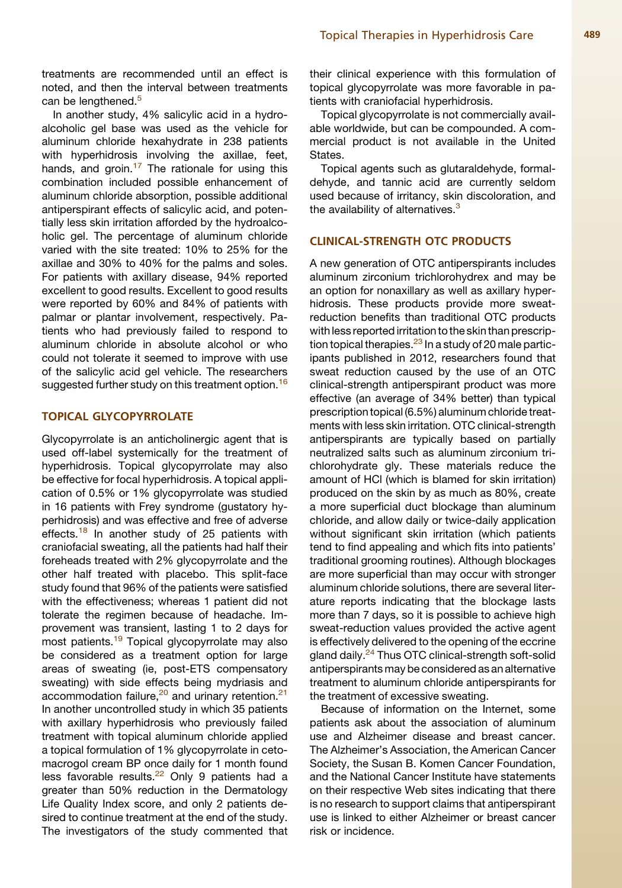treatments are recommended until an effect is noted, and then the interval between treatments can be lengthened.[5]

In another study, 4% salicylic acid in a hydroalcoholic gel base was used as the vehicle for aluminum chloride hexahydrate in 238 patients with hyperhidrosis involving the axillae, feet, hands, and groin.[17] The rationale for using this combination included possible enhancement of aluminum chloride absorption, possible additional antiperspirant effects of salicylic acid, and potentially less skin irritation afforded by the hydroalcoholic gel. The percentage of aluminum chloride varied with the site treated: 10% to 25% for the axillae and 30% to 40% for the palms and soles. For patients with axillary disease, 94% reported excellent to good results. Excellent to good results were reported by 60% and 84% of patients with palmar or plantar involvement, respectively. Patients who had previously failed to respond to aluminum chloride in absolute alcohol or who could not tolerate it seemed to improve with use of the salicylic acid gel vehicle. The researchers suggested further study on this treatment option.[16]

## TOPICAL GLYCOPYRROLATE

Glycopyrrolate is an anticholinergic agent that is used off-label systemically for the treatment of hyperhidrosis. Topical glycopyrrolate may also be effective for focal hyperhidrosis. A topical application of 0.5% or 1% glycopyrrolate was studied in 16 patients with Frey syndrome (gustatory hyperhidrosis) and was effective and free of adverse effects.[18] In another study of 25 patients with craniofacial sweating, all the patients had half their foreheads treated with 2% glycopyrrolate and the other half treated with placebo. This split-face study found that 96% of the patients were satisfied with the effectiveness; whereas 1 patient did not tolerate the regimen because of headache. Improvement was transient, lasting 1 to 2 days for most patients.[19] Topical glycopyrrolate may also be considered as a treatment option for large areas of sweating (ie, post-ETS compensatory sweating) with side effects being mydriasis and accommodation failure,[20] and urinary retention.[21] In another uncontrolled study in which 35 patients with axillary hyperhidrosis who previously failed treatment with topical aluminum chloride applied a topical formulation of 1% glycopyrrolate in cetomacrogol cream BP once daily for 1 month found less favorable results.[22] Only 9 patients had a greater than 50% reduction in the Dermatology Life Quality Index score, and only 2 patients desired to continue treatment at the end of the study. The investigators of the study commented that their clinical experience with this formulation of topical glycopyrrolate was more favorable in patients with craniofacial hyperhidrosis.

Topical glycopyrrolate is not commercially available worldwide, but can be compounded. A commercial product is not available in the United States.

Topical agents such as glutaraldehyde, formaldehyde, and tannic acid are currently seldom used because of irritancy, skin discoloration, and the availability of alternatives.[3]

## CLINICAL-STRENGTH OTC PRODUCTS

A new generation of OTC antiperspirants includes aluminum zirconium trichlorohydrex and may be an option for nonaxillary as well as axillary hyperhidrosis. These products provide more sweat-reduction benefits than traditional OTC products with less reported irritation to the skin than prescription topical therapies.[23] In a study of 20 male participants published in 2012, researchers found that sweat reduction caused by the use of an OTC clinical-strength antiperspirant product was more effective (an average of 34% better) than typical prescription topical (6.5%) aluminum chloride treatments with less skin irritation. OTC clinical-strength antiperspirants are typically based on partially neutralized salts such as aluminum zirconium trichlorohydrate gly. These materials reduce the amount of HCl (which is blamed for skin irritation) produced on the skin by as much as 80%, create a more superficial duct blockage than aluminum chloride, and allow daily or twice-daily application without significant skin irritation (which patients tend to find appealing and which fits into patients' traditional grooming routines). Although blockages are more superficial than may occur with stronger aluminum chloride solutions, there are several literature reports indicating that the blockage lasts more than 7 days, so it is possible to achieve high sweat-reduction values provided the active agent is effectively delivered to the opening of the eccrine gland daily.[24] Thus OTC clinical-strength soft-solid antiperspirants may be considered as an alternative treatment to aluminum chloride antiperspirants for the treatment of excessive sweating.

Because of information on the Internet, some patients ask about the association of aluminum use and Alzheimer disease and breast cancer. The Alzheimer's Association, the American Cancer Society, the Susan B. Komen Cancer Foundation, and the National Cancer Institute have statements on their respective Web sites indicating that there is no research to support claims that antiperspirant use is linked to either Alzheimer or breast cancer risk or incidence.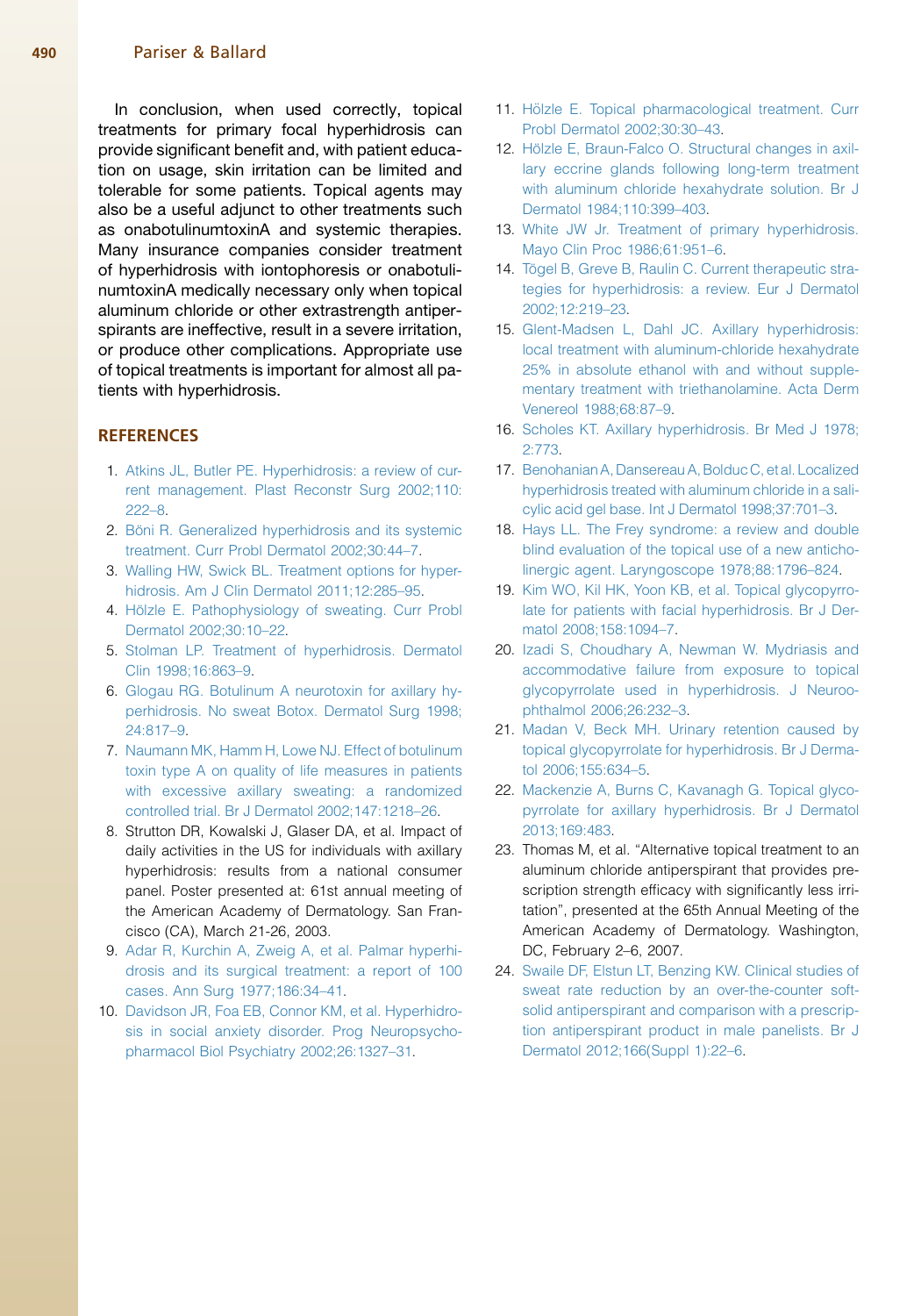In conclusion, when used correctly, topical treatments for primary focal hyperhidrosis can provide significant benefit and, with patient education on usage, skin irritation can be limited and tolerable for some patients. Topical agents may also be a useful adjunct to other treatments such as onabotulinumtoxinA and systemic therapies. Many insurance companies consider treatment of hyperhidrosis with iontophoresis or onabotulinumtoxinA medically necessary only when topical aluminum chloride or other extrastrength antiperspirants are ineffective, result in a severe irritation, or produce other complications. Appropriate use of topical treatments is important for almost all patients with hyperhidrosis.

## REFERENCES

1. Atkins JL, Butler PE. Hyperhidrosis: a review of current management. Plast Reconstr Surg 2002;110:222–8.
2. Böni R. Generalized hyperhidrosis and its systemic treatment. Curr Probl Dermatol 2002;30:44–7.
3. Walling HW, Swick BL. Treatment options for hyperhidrosis. Am J Clin Dermatol 2011;12:285–95.
4. Hölzle E. Pathophysiology of sweating. Curr Probl Dermatol 2002;30:10–22.
5. Stolman LP. Treatment of hyperhidrosis. Dermatol Clin 1998;16:863–9.
6. Glogau RG. Botulinum A neurotoxin for axillary hyperhidrosis. No sweat Botox. Dermatol Surg 1998;24:817–9.
7. Naumann MK, Hamm H, Lowe NJ. Effect of botulinum toxin type A on quality of life measures in patients with excessive axillary sweating: a randomized controlled trial. Br J Dermatol 2002;147:1218–26.
8. Strutton DR, Kowalski J, Glaser DA, et al. Impact of daily activities in the US for individuals with axillary hyperhidrosis: results from a national consumer panel. Poster presented at: 61st annual meeting of the American Academy of Dermatology. San Francisco (CA), March 21-26, 2003.
9. Adar R, Kurchin A, Zweig A, et al. Palmar hyperhidrosis and its surgical treatment: a report of 100 cases. Ann Surg 1977;186:34–41.
10. Davidson JR, Foa EB, Connor KM, et al. Hyperhidrosis in social anxiety disorder. Prog Neuropsychopharmacol Biol Psychiatry 2002;26:1327–31.
11. Hölzle E. Topical pharmacological treatment. Curr Probl Dermatol 2002;30:30–43.
12. Hölzle E, Braun-Falco O. Structural changes in axillary eccrine glands following long-term treatment with aluminum chloride hexahydrate solution. Br J Dermatol 1984;110:399–403.
13. White JW Jr. Treatment of primary hyperhidrosis. Mayo Clin Proc 1986;61:951–6.
14. Tögel B, Greve B, Raulin C. Current therapeutic strategies for hyperhidrosis: a review. Eur J Dermatol 2002;12:219–23.
15. Glent-Madsen L, Dahl JC. Axillary hyperhidrosis: local treatment with aluminum-chloride hexahydrate 25% in absolute ethanol with and without supplementary treatment with triethanolamine. Acta Derm Venereol 1988;68:87–9.
16. Scholes KT. Axillary hyperhidrosis. Br Med J 1978;2:773.
17. Benohanian A, Dansereau A, Bolduc C, et al. Localized hyperhidrosis treated with aluminum chloride in a salicylic acid gel base. Int J Dermatol 1998;37:701–3.
18. Hays LL. The Frey syndrome: a review and double blind evaluation of the topical use of a new anticholinergic agent. Laryngoscope 1978;88:1796–824.
19. Kim WO, Kil HK, Yoon KB, et al. Topical glycopyrrolate for patients with facial hyperhidrosis. Br J Dermatol 2008;158:1094–7.
20. Izadi S, Choudhary A, Newman W. Mydriasis and accommodative failure from exposure to topical glycopyrrolate used in hyperhidrosis. J Neuroophthalmol 2006;26:232–3.
21. Madan V, Beck MH. Urinary retention caused by topical glycopyrrolate for hyperhidrosis. Br J Dermatol 2006;155:634–5.
22. Mackenzie A, Burns C, Kavanagh G. Topical glycopyrrolate for axillary hyperhidrosis. Br J Dermatol 2013;169:483.
23. Thomas M, et al. "Alternative topical treatment to an aluminum chloride antiperspirant that provides prescription strength efficacy with significantly less irritation", presented at the 65th Annual Meeting of the American Academy of Dermatology. Washington, DC, February 2–6, 2007.
24. Swaile DF, Elstun LT, Benzing KW. Clinical studies of sweat rate reduction by an over-the-counter soft-solid antiperspirant and comparison with a prescription antiperspirant product in male panelists. Br J Dermatol 2012;166(Suppl 1):22–6.